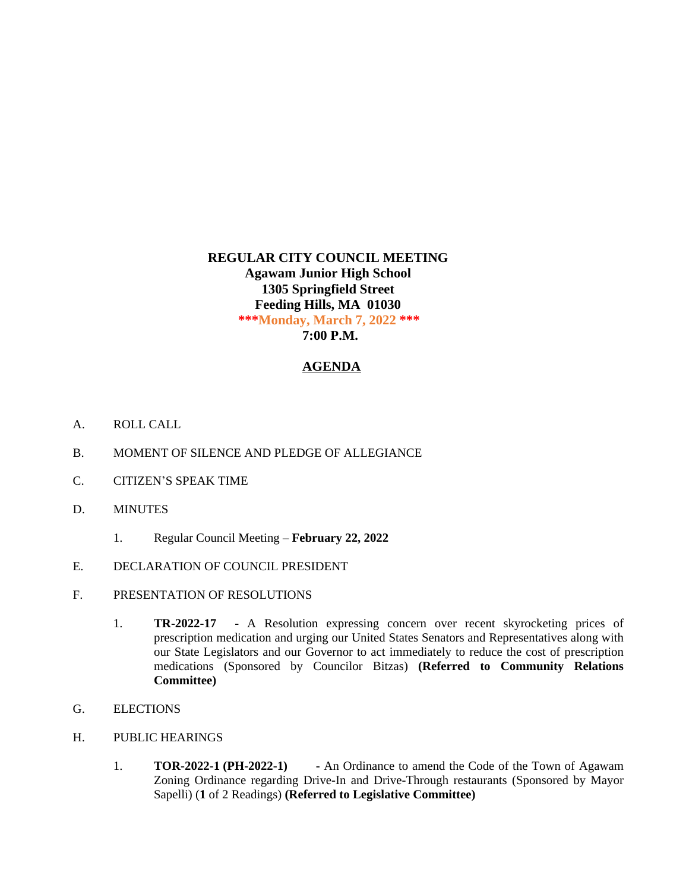**REGULAR CITY COUNCIL MEETING**
**Agawam Junior High School**
**1305 Springfield Street**
**Feeding Hills, MA 01030**
**\*\*\*Monday, March 7, 2022 \*\*\***
**7:00 P.M.**

## AGENDA

A. ROLL CALL

B. MOMENT OF SILENCE AND PLEDGE OF ALLEGIANCE

C. CITIZEN'S SPEAK TIME

D. MINUTES

1. Regular Council Meeting – **February 22, 2022**

E. DECLARATION OF COUNCIL PRESIDENT

F. PRESENTATION OF RESOLUTIONS

1. **TR-2022-17** **-** A Resolution expressing concern over recent skyrocketing prices of prescription medication and urging our United States Senators and Representatives along with our State Legislators and our Governor to act immediately to reduce the cost of prescription medications (Sponsored by Councilor Bitzas) **(Referred to Community Relations Committee)**

G. ELECTIONS

H. PUBLIC HEARINGS

1. **TOR-2022-1 (PH-2022-1)** - An Ordinance to amend the Code of the Town of Agawam Zoning Ordinance regarding Drive-In and Drive-Through restaurants (Sponsored by Mayor Sapelli) (**1** of 2 Readings) **(Referred to Legislative Committee)**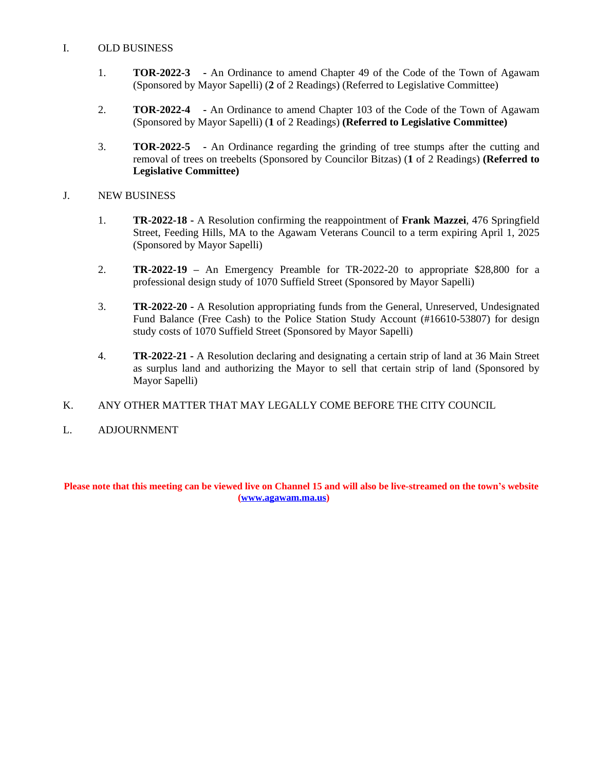I. OLD BUSINESS

1. **TOR-2022-3 -** An Ordinance to amend Chapter 49 of the Code of the Town of Agawam (Sponsored by Mayor Sapelli) (**2** of 2 Readings) (Referred to Legislative Committee)

2. **TOR-2022-4 -** An Ordinance to amend Chapter 103 of the Code of the Town of Agawam (Sponsored by Mayor Sapelli) (**1** of 2 Readings) **(Referred to Legislative Committee)**

3. **TOR-2022-5 -** An Ordinance regarding the grinding of tree stumps after the cutting and removal of trees on treebelts (Sponsored by Councilor Bitzas) (**1** of 2 Readings) **(Referred to Legislative Committee)**

J. NEW BUSINESS

1. **TR-2022-18** - A Resolution confirming the reappointment of **Frank Mazzei**, 476 Springfield Street, Feeding Hills, MA to the Agawam Veterans Council to a term expiring April 1, 2025 (Sponsored by Mayor Sapelli)

2. **TR-2022-19** – An Emergency Preamble for TR-2022-20 to appropriate $28,800 for a professional design study of 1070 Suffield Street (Sponsored by Mayor Sapelli)

3. **TR-2022-20** - A Resolution appropriating funds from the General, Unreserved, Undesignated Fund Balance (Free Cash) to the Police Station Study Account (#16610-53807) for design study costs of 1070 Suffield Street (Sponsored by Mayor Sapelli)

4. **TR-2022-21** - A Resolution declaring and designating a certain strip of land at 36 Main Street as surplus land and authorizing the Mayor to sell that certain strip of land (Sponsored by Mayor Sapelli)

K. ANY OTHER MATTER THAT MAY LEGALLY COME BEFORE THE CITY COUNCIL

L. ADJOURNMENT

**Please note that this meeting can be viewed live on Channel 15 and will also be live-streamed on the town's website (www.agawam.ma.us)**